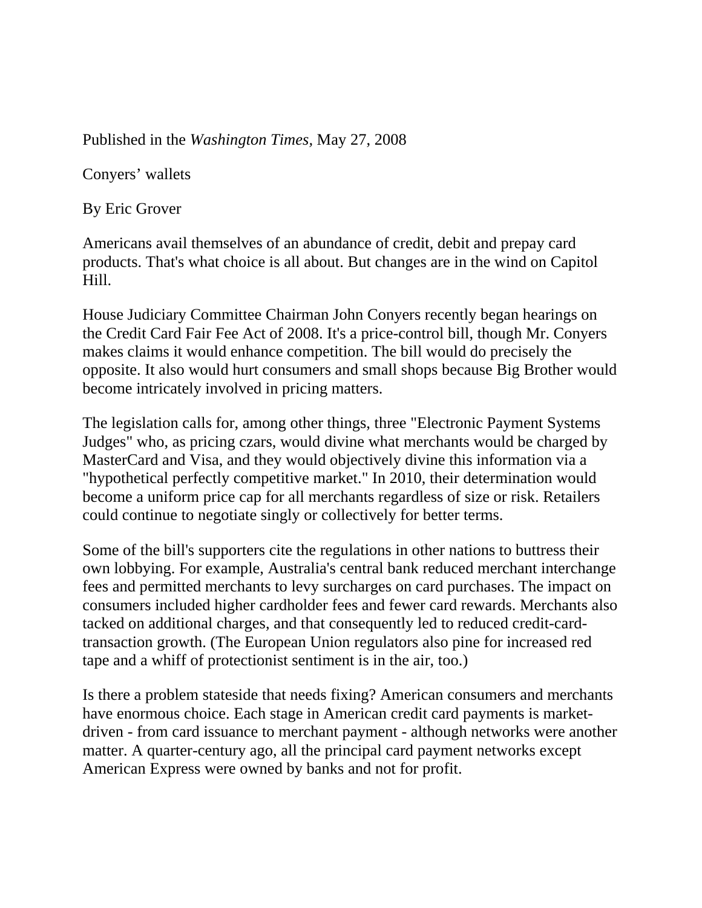Published in the *Washington Times,* May 27, 2008

Conyers' wallets

By Eric Grover

Americans avail themselves of an abundance of credit, debit and prepay card products. That's what choice is all about. But changes are in the wind on Capitol Hill.

House Judiciary Committee Chairman John Conyers recently began hearings on the Credit Card Fair Fee Act of 2008. It's a price-control bill, though Mr. Conyers makes claims it would enhance competition. The bill would do precisely the opposite. It also would hurt consumers and small shops because Big Brother would become intricately involved in pricing matters.

The legislation calls for, among other things, three "Electronic Payment Systems Judges" who, as pricing czars, would divine what merchants would be charged by MasterCard and Visa, and they would objectively divine this information via a "hypothetical perfectly competitive market." In 2010, their determination would become a uniform price cap for all merchants regardless of size or risk. Retailers could continue to negotiate singly or collectively for better terms.

Some of the bill's supporters cite the regulations in other nations to buttress their own lobbying. For example, Australia's central bank reduced merchant interchange fees and permitted merchants to levy surcharges on card purchases. The impact on consumers included higher cardholder fees and fewer card rewards. Merchants also tacked on additional charges, and that consequently led to reduced credit-card-transaction growth. (The European Union regulators also pine for increased red tape and a whiff of protectionist sentiment is in the air, too.)

Is there a problem stateside that needs fixing? American consumers and merchants have enormous choice. Each stage in American credit card payments is market-driven - from card issuance to merchant payment - although networks were another matter. A quarter-century ago, all the principal card payment networks except American Express were owned by banks and not for profit.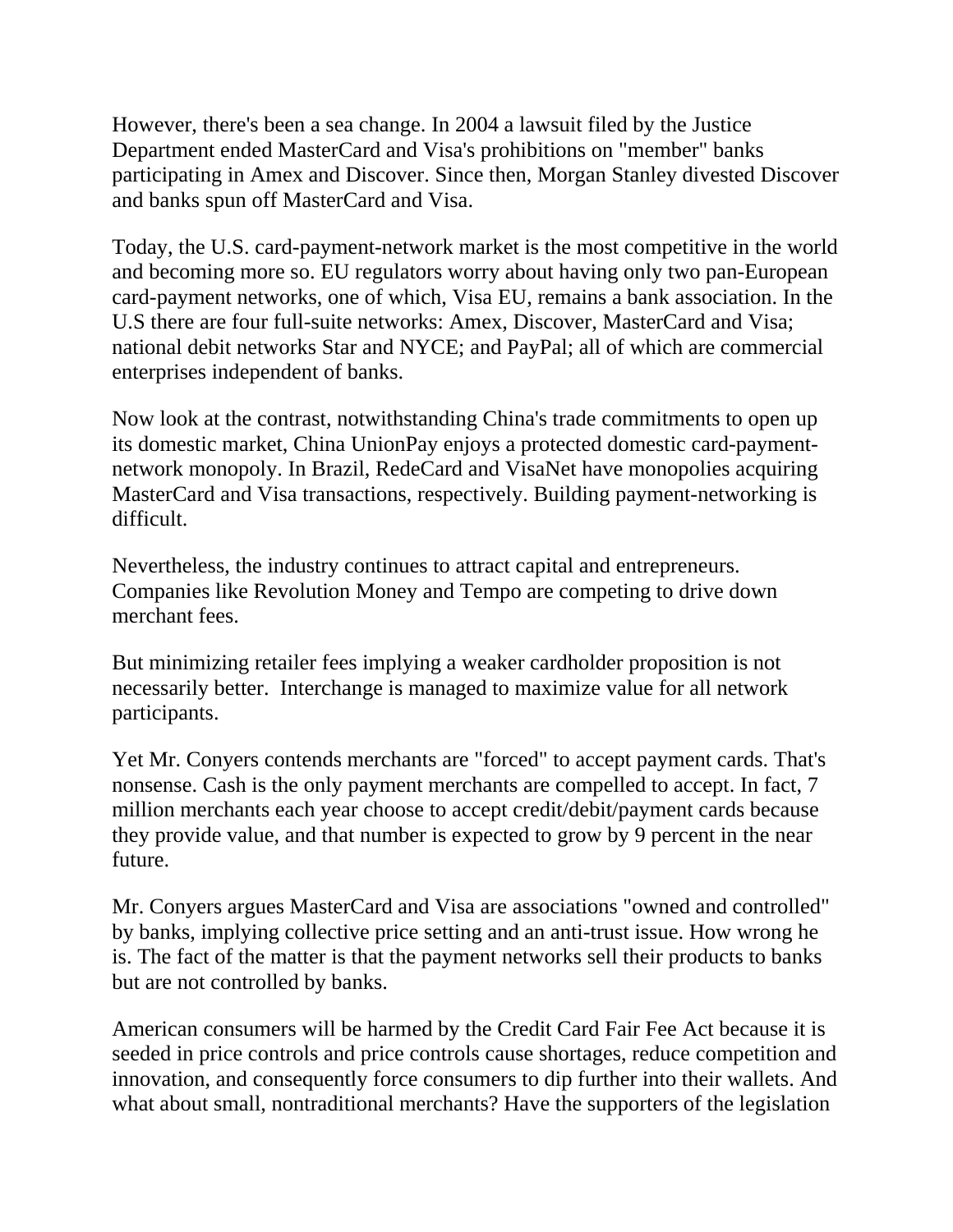However, there's been a sea change. In 2004 a lawsuit filed by the Justice Department ended MasterCard and Visa's prohibitions on "member" banks participating in Amex and Discover. Since then, Morgan Stanley divested Discover and banks spun off MasterCard and Visa.

Today, the U.S. card-payment-network market is the most competitive in the world and becoming more so. EU regulators worry about having only two pan-European card-payment networks, one of which, Visa EU, remains a bank association. In the U.S there are four full-suite networks: Amex, Discover, MasterCard and Visa; national debit networks Star and NYCE; and PayPal; all of which are commercial enterprises independent of banks.

Now look at the contrast, notwithstanding China's trade commitments to open up its domestic market, China UnionPay enjoys a protected domestic card-payment-network monopoly. In Brazil, RedeCard and VisaNet have monopolies acquiring MasterCard and Visa transactions, respectively. Building payment-networking is difficult.

Nevertheless, the industry continues to attract capital and entrepreneurs. Companies like Revolution Money and Tempo are competing to drive down merchant fees.

But minimizing retailer fees implying a weaker cardholder proposition is not necessarily better. Interchange is managed to maximize value for all network participants.

Yet Mr. Conyers contends merchants are "forced" to accept payment cards. That's nonsense. Cash is the only payment merchants are compelled to accept. In fact, 7 million merchants each year choose to accept credit/debit/payment cards because they provide value, and that number is expected to grow by 9 percent in the near future.

Mr. Conyers argues MasterCard and Visa are associations "owned and controlled" by banks, implying collective price setting and an anti-trust issue. How wrong he is. The fact of the matter is that the payment networks sell their products to banks but are not controlled by banks.

American consumers will be harmed by the Credit Card Fair Fee Act because it is seeded in price controls and price controls cause shortages, reduce competition and innovation, and consequently force consumers to dip further into their wallets. And what about small, nontraditional merchants? Have the supporters of the legislation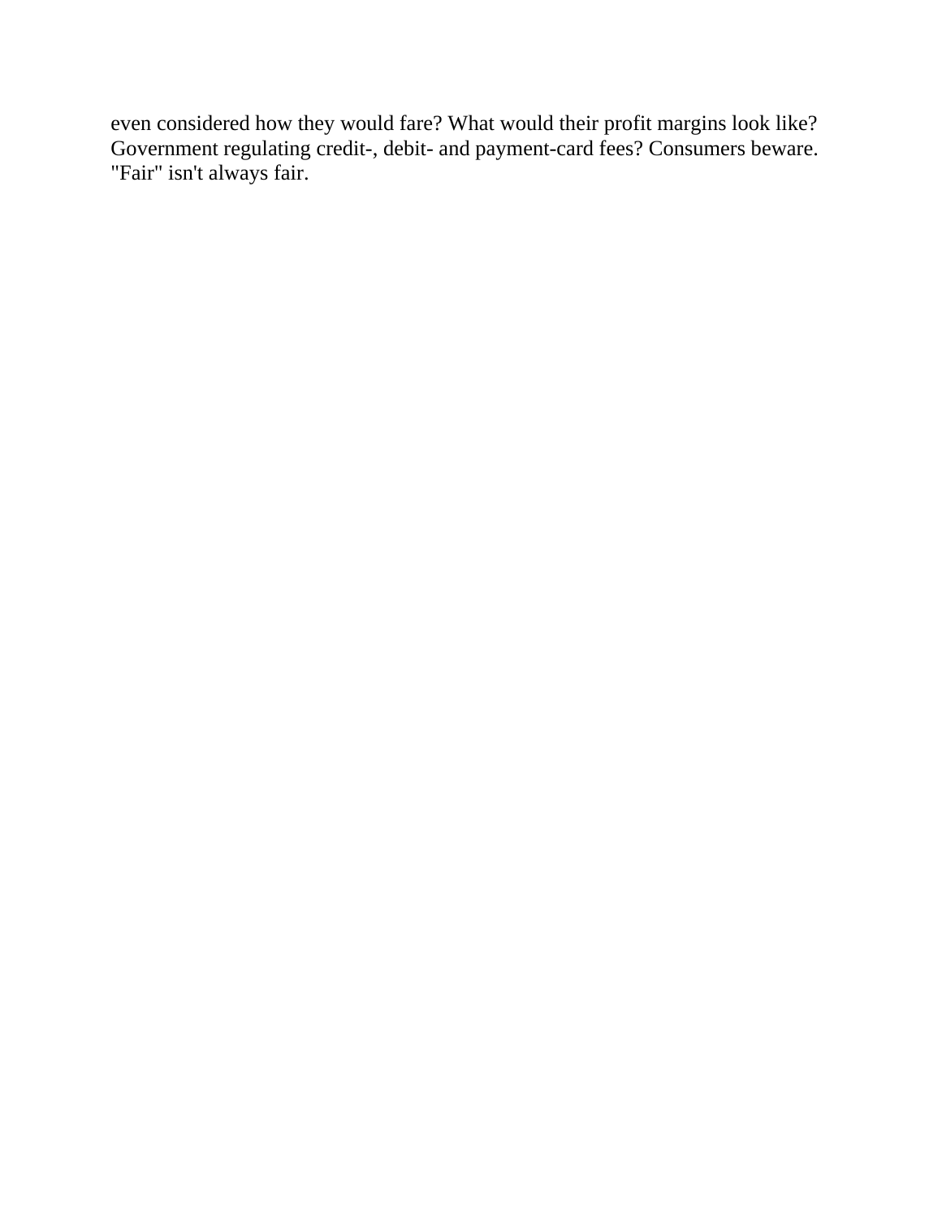even considered how they would fare? What would their profit margins look like? Government regulating credit-, debit- and payment-card fees? Consumers beware. "Fair" isn't always fair.